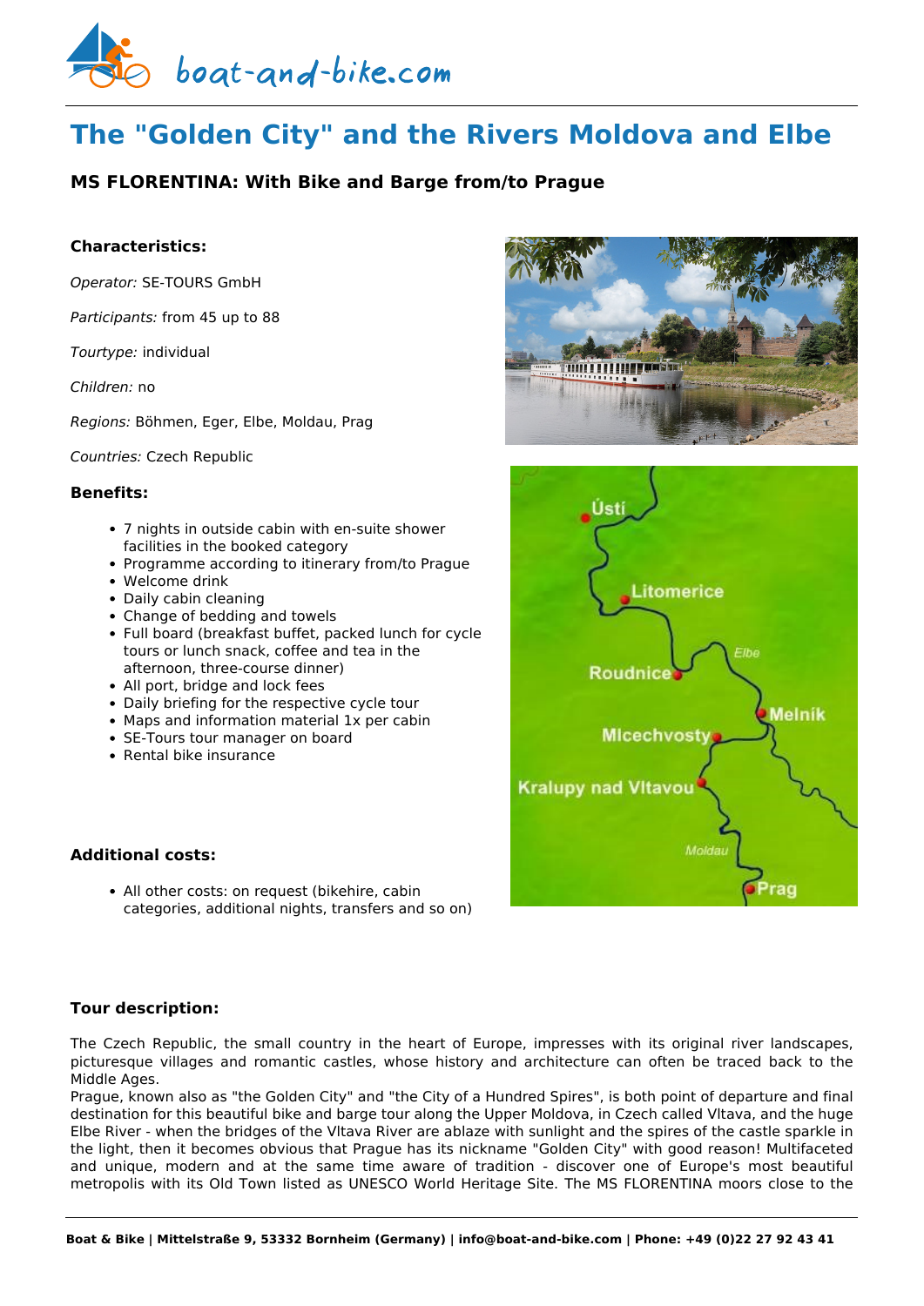# The "Golden City" and the Rivers Moldova and Elbe

## MS FLORENTINA: With Bike and Barge from/to Prague

### Characteristics:

*Operator:* SE-TOURS GmbH

*Participants:* from 45 up to 88

*Tourtype:* individual

*Children:* no

*Regions:* Böhmen, Eger, Elbe, Moldau, Prag

*Countries:* Czech Republic

### Benefits:

- 7 nights in outside cabin with en-suite shower facilities in the booked category
- Programme according to itinerary from/to Prague
- Welcome drink
- Daily cabin cleaning
- Change of bedding and towels
- Full board (breakfast buffet, packed lunch for cycle tours or lunch snack, coffee and tea in the afternoon, three-course dinner)
- All port, bridge and lock fees
- Daily briefing for the respective cycle tour
- Maps and information material 1x per cabin
- SE-Tours tour manager on board
- Rental bike insurance

### Additional costs:

- All other costs: on request (bikehire, cabin categories, additional nights, transfers and so on)

### Tour description:

The Czech Republic, the small country in the heart of Europe, impresses with its original river landscapes, picturesque villages and romantic castles, whose history and architecture can often be traced back to the Middle Ages.
Prague, known also as "the Golden City" and "the City of a Hundred Spires", is both point of departure and final destination for this beautiful bike and barge tour along the Upper Moldova, in Czech called Vltava, and the huge Elbe River - when the bridges of the Vltava River are ablaze with sunlight and the spires of the castle sparkle in the light, then it becomes obvious that Prague has its nickname "Golden City" with good reason! Multifaceted and unique, modern and at the same time aware of tradition - discover one of Europe's most beautiful metropolis with its Old Town listed as UNESCO World Heritage Site. The MS FLORENTINA moors close to the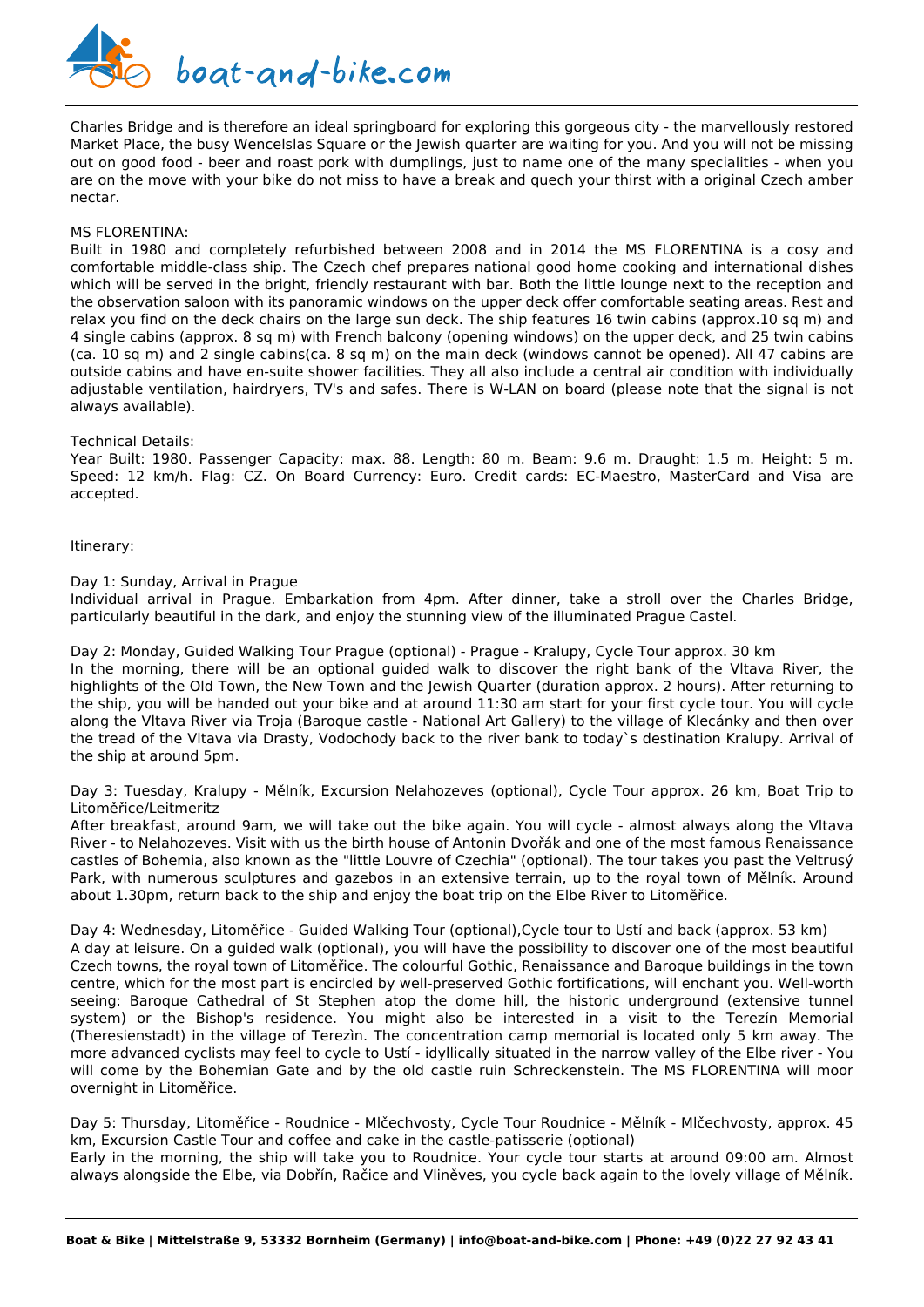Charles Bridge and is therefore an ideal springboard for exploring this gorgeous city - the marvellously restored Market Place, the busy Wencelslas Square or the Jewish quarter are waiting for you. And you will not be missing out on good food - beer and roast pork with dumplings, just to name one of the many specialities - when you are on the move with your bike do not miss to have a break and quech your thirst with a original Czech amber nectar.

MS FLORENTINA:
Built in 1980 and completely refurbished between 2008 and in 2014 the MS FLORENTINA is a cosy and comfortable middle-class ship. The Czech chef prepares national good home cooking and international dishes which will be served in the bright, friendly restaurant with bar. Both the little lounge next to the reception and the observation saloon with its panoramic windows on the upper deck offer comfortable seating areas. Rest and relax you find on the deck chairs on the large sun deck. The ship features 16 twin cabins (approx.10 sq m) and 4 single cabins (approx. 8 sq m) with French balcony (opening windows) on the upper deck, and 25 twin cabins (ca. 10 sq m) and 2 single cabins(ca. 8 sq m) on the main deck (windows cannot be opened). All 47 cabins are outside cabins and have en-suite shower facilities. They all also include a central air condition with individually adjustable ventilation, hairdryers, TV's and safes. There is W-LAN on board (please note that the signal is not always available).

Technical Details:
Year Built: 1980. Passenger Capacity: max. 88. Length: 80 m. Beam: 9.6 m. Draught: 1.5 m. Height: 5 m. Speed: 12 km/h. Flag: CZ. On Board Currency: Euro. Credit cards: EC-Maestro, MasterCard and Visa are accepted.

Itinerary:

Day 1: Sunday, Arrival in Prague
Individual arrival in Prague. Embarkation from 4pm. After dinner, take a stroll over the Charles Bridge, particularly beautiful in the dark, and enjoy the stunning view of the illuminated Prague Castel.

Day 2: Monday, Guided Walking Tour Prague (optional) - Prague - Kralupy, Cycle Tour approx. 30 km
In the morning, there will be an optional guided walk to discover the right bank of the Vltava River, the highlights of the Old Town, the New Town and the Jewish Quarter (duration approx. 2 hours). After returning to the ship, you will be handed out your bike and at around 11:30 am start for your first cycle tour. You will cycle along the Vltava River via Troja (Baroque castle - National Art Gallery) to the village of Klecánky and then over the tread of the Vltava via Drasty, Vodochody back to the river bank to today`s destination Kralupy. Arrival of the ship at around 5pm.

Day 3: Tuesday, Kralupy - Mělník, Excursion Nelahozeves (optional), Cycle Tour approx. 26 km, Boat Trip to Litoměřice/Leitmeritz
After breakfast, around 9am, we will take out the bike again. You will cycle - almost always along the Vltava River - to Nelahozevs. Visit with us the birth house of Antonin Dvořák and one of the most famous Renaissance castles of Bohemia, also known as the "little Louvre of Czechia" (optional). The tour takes you past the Veltrusý Park, with numerous sculptures and gazebos in an extensive terrain, up to the royal town of Mělník. Around about 1.30pm, return back to the ship and enjoy the boat trip on the Elbe River to Litoměřice.

Day 4: Wednesday, Litoměřice - Guided Walking Tour (optional),Cycle tour to Ustí and back (approx. 53 km)
A day at leisure. On a guided walk (optional), you will have the possibility to discover one of the most beautiful Czech towns, the royal town of Litoměřice. The colourful Gothic, Renaissance and Baroque buildings in the town centre, which for the most part is encircled by well-preserved Gothic fortifications, will enchant you. Well-worth seeing: Baroque Cathedral of St Stephen atop the dome hill, the historic underground (extensive tunnel system) or the Bishop's residence. You might also be interested in a visit to the Terezín Memorial (Theresienstadt) in the village of Terezìn. The concentration camp memorial is located only 5 km away. The more advanced cyclists may feel to cycle to Ustí - idyllically situated in the narrow valley of the Elbe river - You will come by the Bohemian Gate and by the old castle ruin Schreckenstein. The MS FLORENTINA will moor overnight in Litoměřice.

Day 5: Thursday, Litoměřice - Roudnice - Mlčechvosty, Cycle Tour Roudnice - Mělník - Mlčechvosty, approx. 45 km, Excursion Castle Tour and coffee and cake in the castle-patisserie (optional)
Early in the morning, the ship will take you to Roudnice. Your cycle tour starts at around 09:00 am. Almost always alongside the Elbe, via Dobřín, Račice and Vliněves, you cycle back again to the lovely village of Mělník.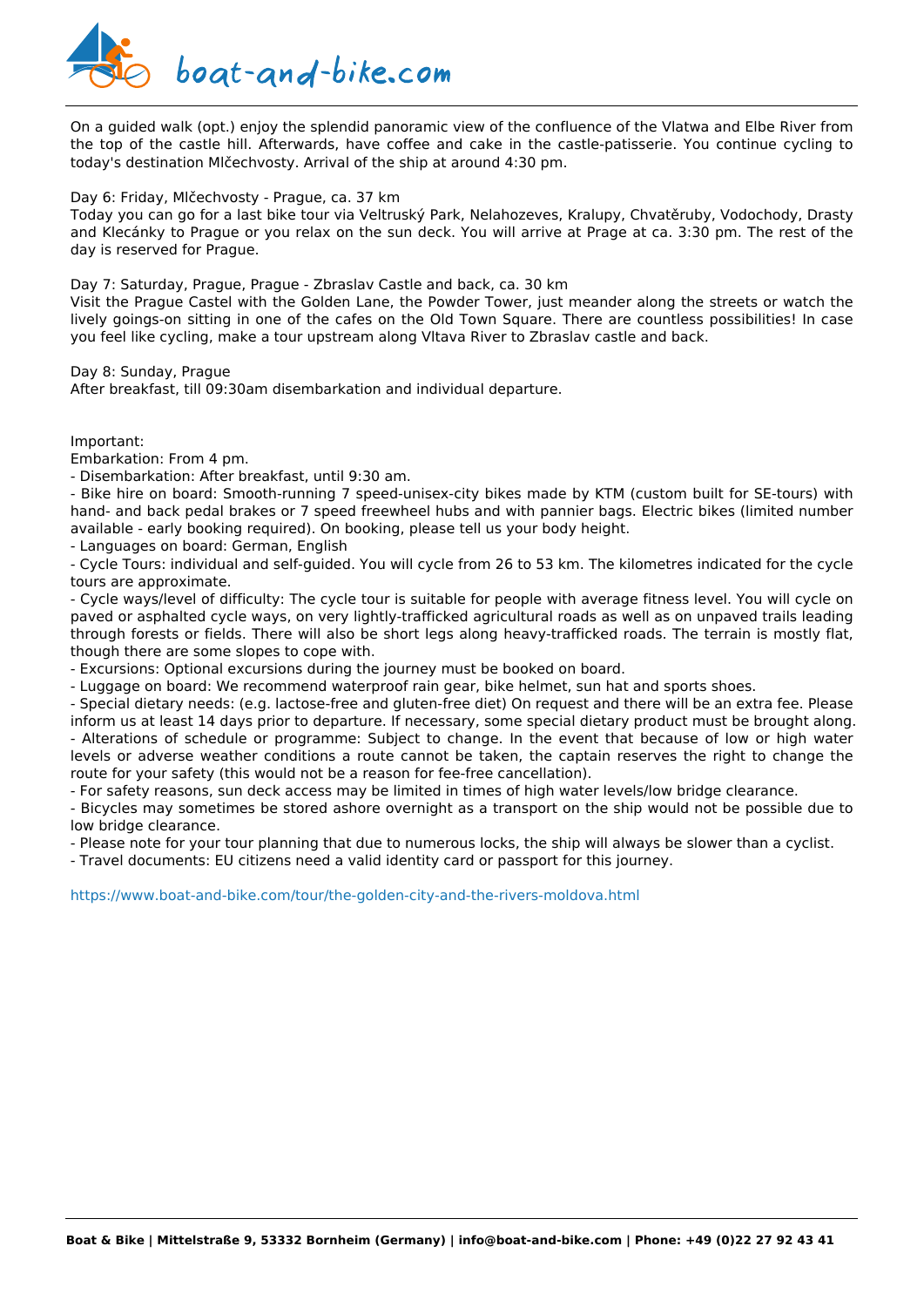On a guided walk (opt.) enjoy the splendid panoramic view of the confluence of the Vlatwa and Elbe River from the top of the castle hill. Afterwards, have coffee and cake in the castle-patisserie. You continue cycling to today's destination Mlčechvosty. Arrival of the ship at around 4:30 pm.

Day 6: Friday, Mlčechvosty - Prague, ca. 37 km
Today you can go for a last bike tour via Veltruský Park, Nelahozeves, Kralupy, Chvatěruby, Vodochody, Drasty and Klecánky to Prague or you relax on the sun deck. You will arrive at Prage at ca. 3:30 pm. The rest of the day is reserved for Prague.

Day 7: Saturday, Prague, Prague - Zbraslav Castle and back, ca. 30 km
Visit the Prague Castel with the Golden Lane, the Powder Tower, just meander along the streets or watch the lively goings-on sitting in one of the cafes on the Old Town Square. There are countless possibilities! In case you feel like cycling, make a tour upstream along Vltava River to Zbraslav castle and back.

Day 8: Sunday, Prague
After breakfast, till 09:30am disembarkation and individual departure.

Important:
Embarkation: From 4 pm.
- Disembarkation: After breakfast, until 9:30 am.
- Bike hire on board: Smooth-running 7 speed-unisex-city bikes made by KTM (custom built for SE-tours) with hand- and back pedal brakes or 7 speed freewheel hubs and with pannier bags. Electric bikes (limited number available - early booking required). On booking, please tell us your body height.
- Languages on board: German, English
- Cycle Tours: individual and self-guided. You will cycle from 26 to 53 km. The kilometres indicated for the cycle tours are approximate.
- Cycle ways/level of difficulty: The cycle tour is suitable for people with average fitness level. You will cycle on paved or asphalted cycle ways, on very lightly-trafficked agricultural roads as well as on unpaved trails leading through forests or fields. There will also be short legs along heavy-trafficked roads. The terrain is mostly flat, though there are some slopes to cope with.
- Excursions: Optional excursions during the journey must be booked on board.
- Luggage on board: We recommend waterproof rain gear, bike helmet, sun hat and sports shoes.
- Special dietary needs: (e.g. lactose-free and gluten-free diet) On request and there will be an extra fee. Please inform us at least 14 days prior to departure. If necessary, some special dietary product must be brought along.
- Alterations of schedule or programme: Subject to change. In the event that because of low or high water levels or adverse weather conditions a route cannot be taken, the captain reserves the right to change the route for your safety (this would not be a reason for fee-free cancellation).
- For safety reasons, sun deck access may be limited in times of high water levels/low bridge clearance.
- Bicycles may sometimes be stored ashore overnight as a transport on the ship would not be possible due to low bridge clearance.
- Please note for your tour planning that due to numerous locks, the ship will always be slower than a cyclist.
- Travel documents: EU citizens need a valid identity card or passport for this journey.

https://www.boat-and-bike.com/tour/the-golden-city-and-the-rivers-moldova.html